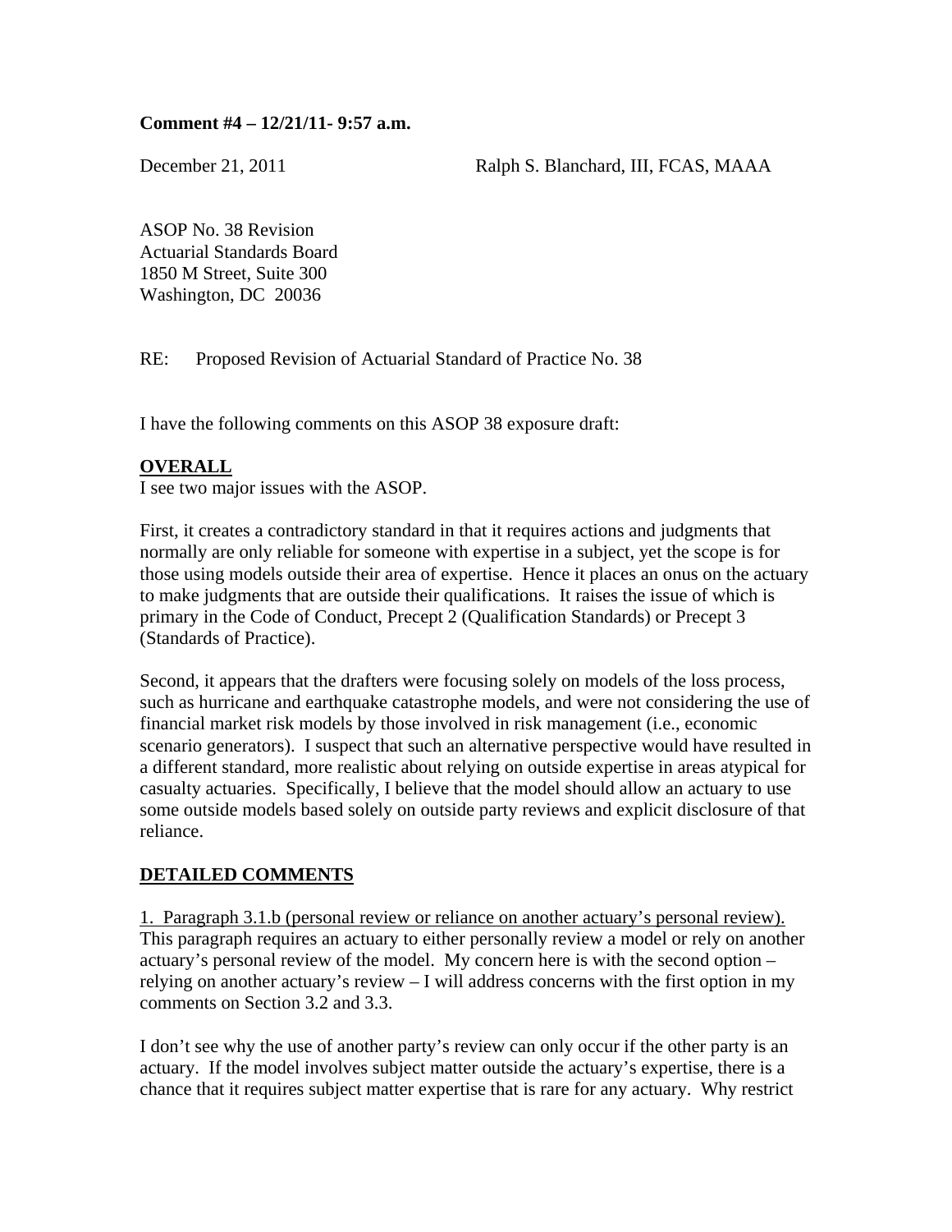**Comment #4 – 12/21/11- 9:57 a.m.**

December 21, 2011 Ralph S. Blanchard, III, FCAS, MAAA

ASOP No. 38 Revision
Actuarial Standards Board
1850 M Street, Suite 300
Washington, DC 20036

RE: Proposed Revision of Actuarial Standard of Practice No. 38

I have the following comments on this ASOP 38 exposure draft:

**OVERALL**

I see two major issues with the ASOP.

First, it creates a contradictory standard in that it requires actions and judgments that normally are only reliable for someone with expertise in a subject, yet the scope is for those using models outside their area of expertise. Hence it places an onus on the actuary to make judgments that are outside their qualifications. It raises the issue of which is primary in the Code of Conduct, Precept 2 (Qualification Standards) or Precept 3 (Standards of Practice).

Second, it appears that the drafters were focusing solely on models of the loss process, such as hurricane and earthquake catastrophe models, and were not considering the use of financial market risk models by those involved in risk management (i.e., economic scenario generators). I suspect that such an alternative perspective would have resulted in a different standard, more realistic about relying on outside expertise in areas atypical for casualty actuaries. Specifically, I believe that the model should allow an actuary to use some outside models based solely on outside party reviews and explicit disclosure of that reliance.

**DETAILED COMMENTS**

1. Paragraph 3.1.b (personal review or reliance on another actuary's personal review). This paragraph requires an actuary to either personally review a model or rely on another actuary's personal review of the model. My concern here is with the second option – relying on another actuary's review – I will address concerns with the first option in my comments on Section 3.2 and 3.3.

I don't see why the use of another party's review can only occur if the other party is an actuary. If the model involves subject matter outside the actuary's expertise, there is a chance that it requires subject matter expertise that is rare for any actuary. Why restrict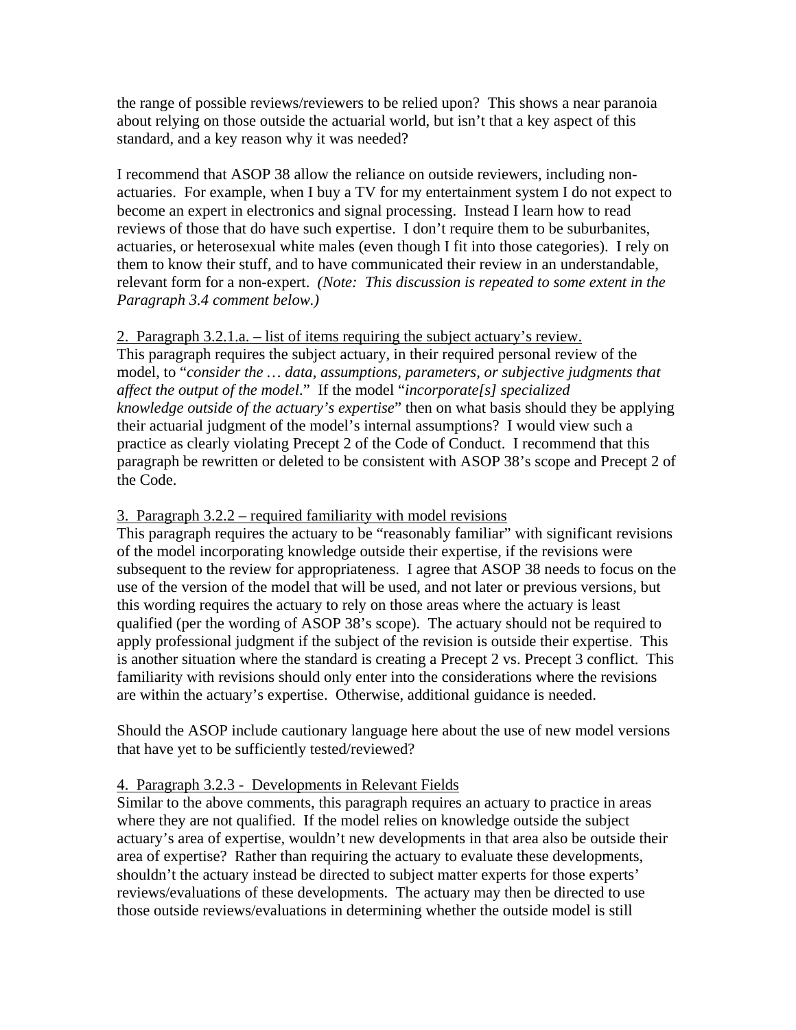the range of possible reviews/reviewers to be relied upon? This shows a near paranoia about relying on those outside the actuarial world, but isn't that a key aspect of this standard, and a key reason why it was needed?

I recommend that ASOP 38 allow the reliance on outside reviewers, including non-actuaries. For example, when I buy a TV for my entertainment system I do not expect to become an expert in electronics and signal processing. Instead I learn how to read reviews of those that do have such expertise. I don't require them to be suburbanites, actuaries, or heterosexual white males (even though I fit into those categories). I rely on them to know their stuff, and to have communicated their review in an understandable, relevant form for a non-expert. *(Note: This discussion is repeated to some extent in the Paragraph 3.4 comment below.)*

<u>2. Paragraph 3.2.1.a. – list of items requiring the subject actuary's review.</u>
This paragraph requires the subject actuary, in their required personal review of the model, to "*consider the … data, assumptions, parameters, or subjective judgments that affect the output of the model*." If the model "*incorporate[s] specialized knowledge outside of the actuary's expertise*" then on what basis should they be applying their actuarial judgment of the model's internal assumptions? I would view such a practice as clearly violating Precept 2 of the Code of Conduct. I recommend that this paragraph be rewritten or deleted to be consistent with ASOP 38's scope and Precept 2 of the Code.

<u>3. Paragraph 3.2.2 – required familiarity with model revisions</u>
This paragraph requires the actuary to be "reasonably familiar" with significant revisions of the model incorporating knowledge outside their expertise, if the revisions were subsequent to the review for appropriateness. I agree that ASOP 38 needs to focus on the use of the version of the model that will be used, and not later or previous versions, but this wording requires the actuary to rely on those areas where the actuary is least qualified (per the wording of ASOP 38's scope). The actuary should not be required to apply professional judgment if the subject of the revision is outside their expertise. This is another situation where the standard is creating a Precept 2 vs. Precept 3 conflict. This familiarity with revisions should only enter into the considerations where the revisions are within the actuary's expertise. Otherwise, additional guidance is needed.

Should the ASOP include cautionary language here about the use of new model versions that have yet to be sufficiently tested/reviewed?

<u>4. Paragraph 3.2.3 - Developments in Relevant Fields</u>
Similar to the above comments, this paragraph requires an actuary to practice in areas where they are not qualified. If the model relies on knowledge outside the subject actuary's area of expertise, wouldn't new developments in that area also be outside their area of expertise? Rather than requiring the actuary to evaluate these developments, shouldn't the actuary instead be directed to subject matter experts for those experts' reviews/evaluations of these developments. The actuary may then be directed to use those outside reviews/evaluations in determining whether the outside model is still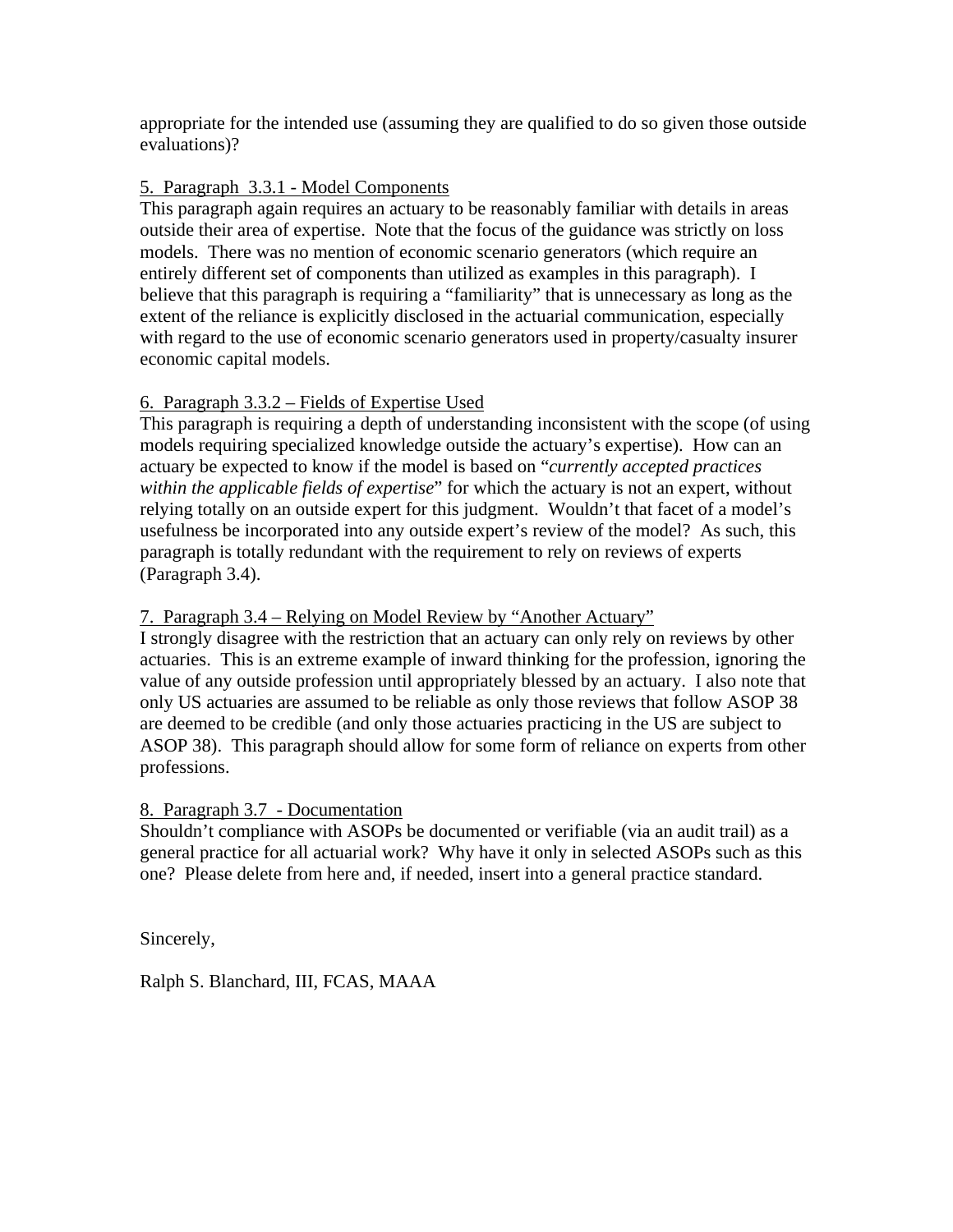appropriate for the intended use (assuming they are qualified to do so given those outside evaluations)?

<u>5. Paragraph 3.3.1 - Model Components</u>
This paragraph again requires an actuary to be reasonably familiar with details in areas outside their area of expertise. Note that the focus of the guidance was strictly on loss models. There was no mention of economic scenario generators (which require an entirely different set of components than utilized as examples in this paragraph). I believe that this paragraph is requiring a "familiarity" that is unnecessary as long as the extent of the reliance is explicitly disclosed in the actuarial communication, especially with regard to the use of economic scenario generators used in property/casualty insurer economic capital models.

<u>6. Paragraph 3.3.2 – Fields of Expertise Used</u>
This paragraph is requiring a depth of understanding inconsistent with the scope (of using models requiring specialized knowledge outside the actuary's expertise). How can an actuary be expected to know if the model is based on "*currently accepted practices within the applicable fields of expertise*" for which the actuary is not an expert, without relying totally on an outside expert for this judgment. Wouldn't that facet of a model's usefulness be incorporated into any outside expert's review of the model? As such, this paragraph is totally redundant with the requirement to rely on reviews of experts (Paragraph 3.4).

<u>7. Paragraph 3.4 – Relying on Model Review by "Another Actuary"</u>
I strongly disagree with the restriction that an actuary can only rely on reviews by other actuaries. This is an extreme example of inward thinking for the profession, ignoring the value of any outside profession until appropriately blessed by an actuary. I also note that only US actuaries are assumed to be reliable as only those reviews that follow ASOP 38 are deemed to be credible (and only those actuaries practicing in the US are subject to ASOP 38). This paragraph should allow for some form of reliance on experts from other professions.

<u>8. Paragraph 3.7 - Documentation</u>
Shouldn't compliance with ASOPs be documented or verifiable (via an audit trail) as a general practice for all actuarial work? Why have it only in selected ASOPs such as this one? Please delete from here and, if needed, insert into a general practice standard.

Sincerely,

Ralph S. Blanchard, III, FCAS, MAAA